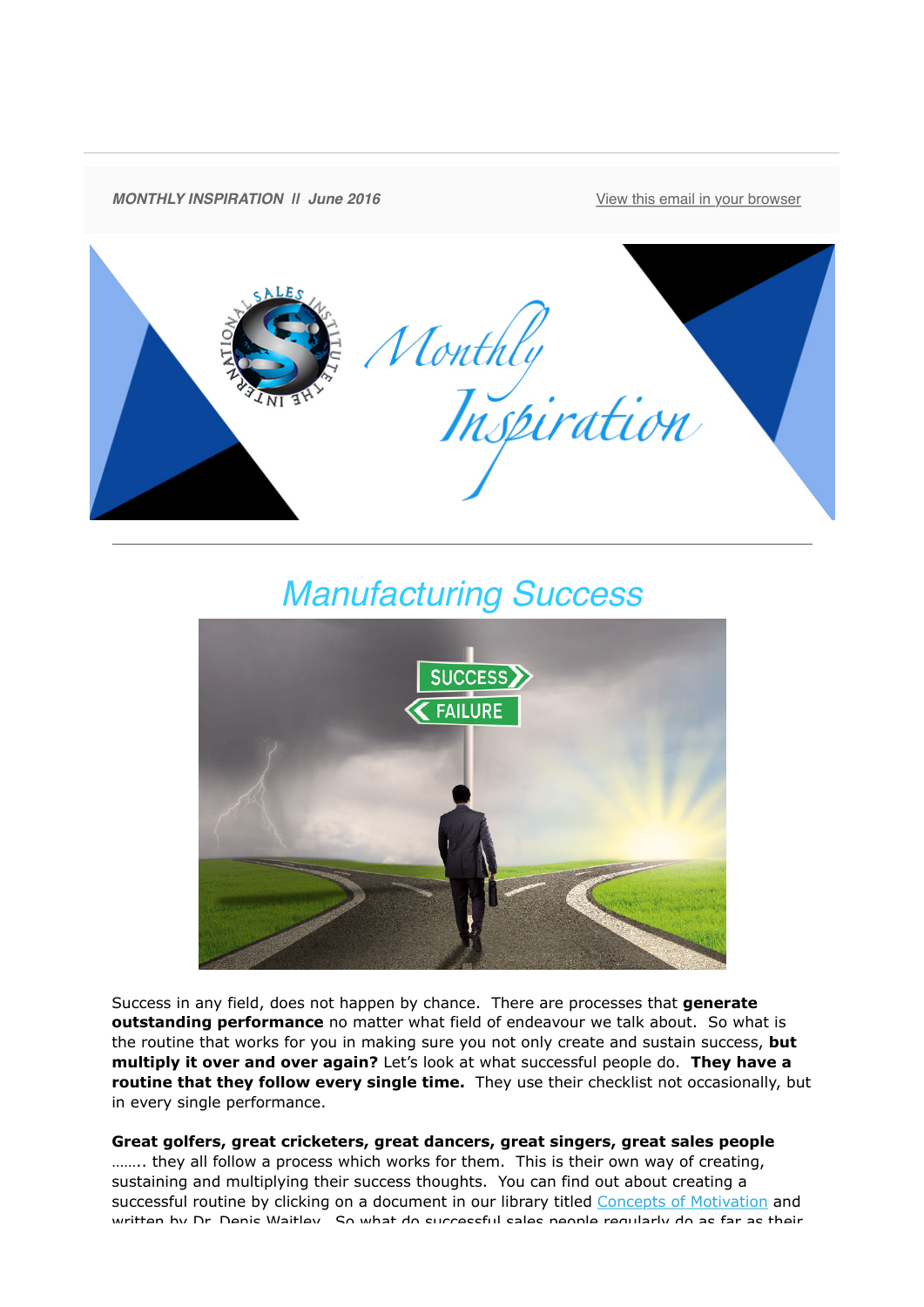*MONTHLY INSPIRATION // June 2016*

View this email in your browser

# Manufacturing Success

Success in any field, does not happen by chance. There are processes that **generate outstanding performance** no matter what field of endeavour we talk about. So what is the routine that works for you in making sure you not only create and sustain success, **but multiply it over and over again?** Let's look at what successful people do. **They have a routine that they follow every single time.** They use their checklist not occasionally, but in every single performance.

**Great golfers, great cricketers, great dancers, great singers, great sales people** …….. they all follow a process which works for them. This is their own way of creating, sustaining and multiplying their success thoughts. You can find out about creating a successful routine by clicking on a document in our library titled Concepts of Motivation and written by Dr. Denis Waitley. So what do successful sales people regularly do as far as their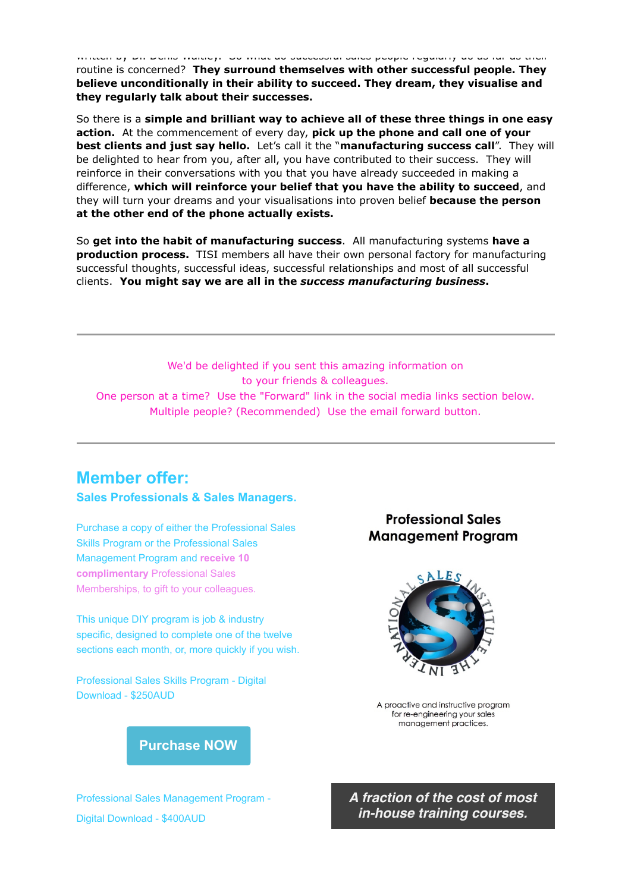written by Dr. Denis Waitley. So what do successful sales people regularly do as far as their routine is concerned? **They surround themselves with other successful people. They believe unconditionally in their ability to succeed. They dream, they visualise and they regularly talk about their successes.**

So there is a **simple and brilliant way to achieve all of these three things in one easy action.** At the commencement of every day, **pick up the phone and call one of your best clients and just say hello.** Let's call it the "**manufacturing success call**". They will be delighted to hear from you, after all, you have contributed to their success. They will reinforce in their conversations with you that you have already succeeded in making a difference, **which will reinforce your belief that you have the ability to succeed**, and they will turn your dreams and your visualisations into proven belief **because the person at the other end of the phone actually exists.**

So **get into the habit of manufacturing success**. All manufacturing systems **have a production process.** TISI members all have their own personal factory for manufacturing successful thoughts, successful ideas, successful relationships and most of all successful clients. **You might say we are all in the *success manufacturing business*.**

---

We'd be delighted if you sent this amazing information on to your friends & colleagues.
One person at a time? Use the "Forward" link in the social media links section below.
Multiple people? (Recommended) Use the email forward button.

---

## Member offer:

### Sales Professionals & Sales Managers.

Purchase a copy of either the Professional Sales Skills Program or the Professional Sales Management Program and **receive 10 complimentary** Professional Sales Memberships, to gift to your colleagues.

This unique DIY program is job & industry specific, designed to complete one of the twelve sections each month, or, more quickly if you wish.

Professional Sales Skills Program - Digital Download - $250AUD

**Purchase NOW**

Professional Sales Management Program - Digital Download - $400AUD

**Professional Sales Management Program**

THE INTERNATIONAL SALES INSTITUTE

A proactive and instructive program for re-engineering your sales management practices.

***A fraction of the cost of most in-house training courses.***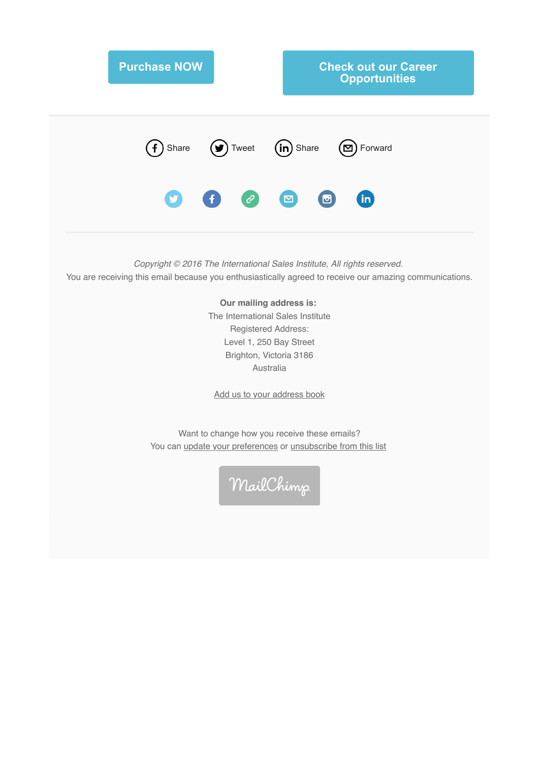Purchase NOW

Check out our Career Opportunities

Share Tweet Share Forward

*Copyright © 2016 The International Sales Institute, All rights reserved.*

You are receiving this email because you enthusiastically agreed to receive our amazing communications.

**Our mailing address is:**

The International Sales Institute

Registered Address:

Level 1, 250 Bay Street

Brighton, Victoria 3186

Australia

Add us to your address book

Want to change how you receive these emails?

You can update your preferences or unsubscribe from this list

MailChimp